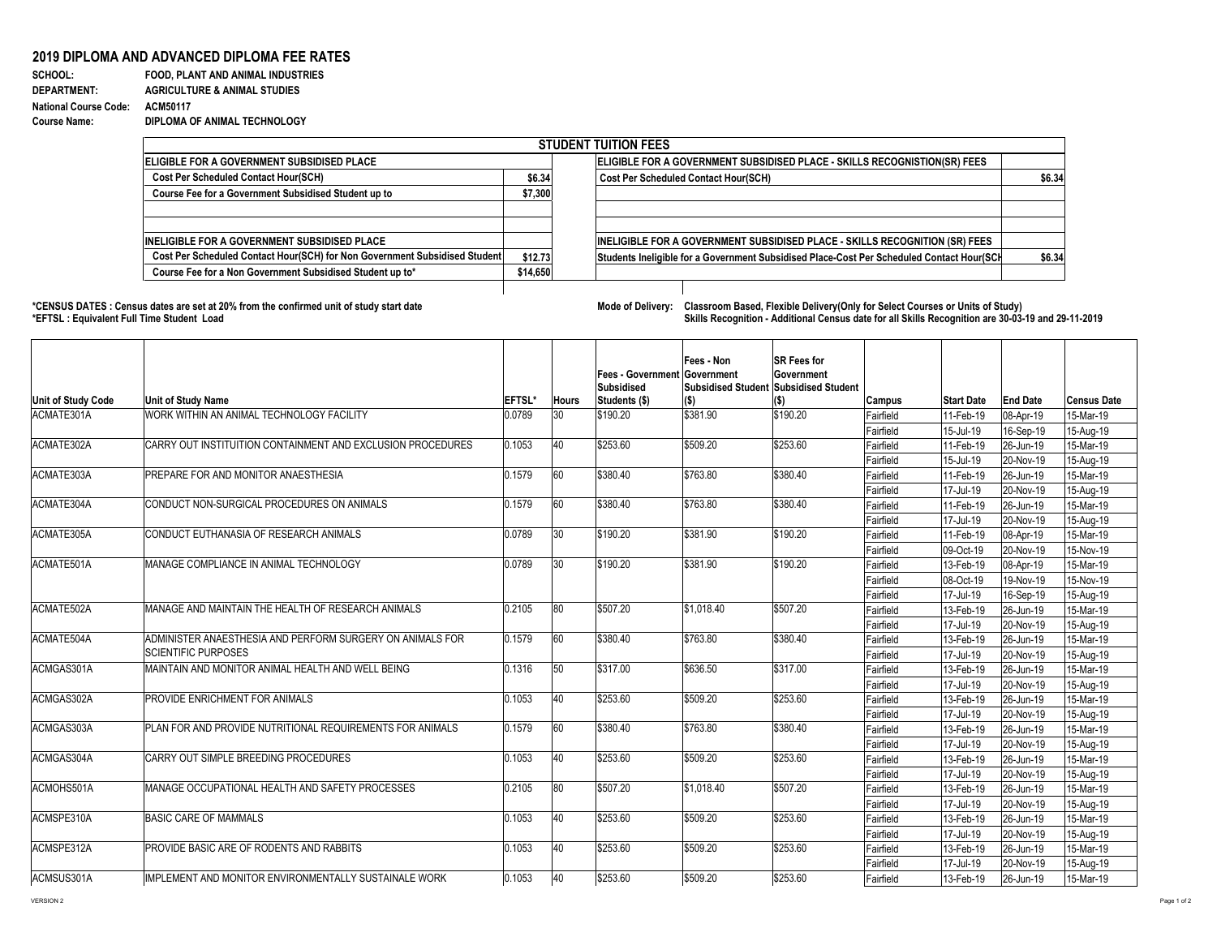## 2019 DIPLOMA AND ADVANCED DIPLOMA FEE RATES

**SCHOOL:** FOOD, PLANT AND ANIMAL INDUSTRIES
**DEPARTMENT:** AGRICULTURE & ANIMAL STUDIES
**National Course Code:** ACM50117
**Course Name:** DIPLOMA OF ANIMAL TECHNOLOGY

| STUDENT TUITION FEES | | | |
|---|---|---|---|
| **ELIGIBLE FOR A GOVERNMENT SUBSIDISED PLACE** | | **ELIGIBLE FOR A GOVERNMENT SUBSIDISED PLACE - SKILLS RECOGNISTION(SR) FEES** | |
| Cost Per Scheduled Contact Hour(SCH) | $6.34 | Cost Per Scheduled Contact Hour(SCH) | $6.34 |
| Course Fee for a Government Subsidised Student up to | $7,300 | | |
| | | | |
| **INELIGIBLE FOR A GOVERNMENT SUBSIDISED PLACE** | | **INELIGIBLE FOR A GOVERNMENT SUBSIDISED PLACE - SKILLS RECOGNITION (SR) FEES** | |
| Cost Per Scheduled Contact Hour(SCH) for Non Government Subsidised Student | $12.73 | Students Ineligible for a Government Subsidised Place-Cost Per Scheduled Contact Hour(SCH | $6.34 |
| Course Fee for a Non Government Subsidised Student up to* | $14,650 | | |

**\*CENSUS DATES : Census dates are set at 20% from the confirmed unit of study start date**
**\*EFTSL : Equivalent Full Time Student Load**

**Mode of Delivery:** Classroom Based, Flexible Delivery(Only for Select Courses or Units of Study)
Skills Recognition - Additional Census date for all Skills Recognition are 30-03-19 and 29-11-2019

| Unit of Study Code | Unit of Study Name | EFTSL* | Hours | Fees - Government Subsidised Students ($) | Fees - Non Government Subsidised Student ($) | SR Fees for Government Subsidised Student ($) | Campus | Start Date | End Date | Census Date |
|---|---|---|---|---|---|---|---|---|---|---|
| ACMATE301A | WORK WITHIN AN ANIMAL TECHNOLOGY FACILITY | 0.0789 | 30 | $190.20 | $381.90 | $190.20 | Fairfield | 11-Feb-19 | 08-Apr-19 | 15-Mar-19 |
| | | | | | | | Fairfield | 15-Jul-19 | 16-Sep-19 | 15-Aug-19 |
| ACMATE302A | CARRY OUT INSTITUITION CONTAINMENT AND EXCLUSION PROCEDURES | 0.1053 | 40 | $253.60 | $509.20 | $253.60 | Fairfield | 11-Feb-19 | 26-Jun-19 | 15-Mar-19 |
| | | | | | | | Fairfield | 15-Jul-19 | 20-Nov-19 | 15-Aug-19 |
| ACMATE303A | PREPARE FOR AND MONITOR ANAESTHESIA | 0.1579 | 60 | $380.40 | $763.80 | $380.40 | Fairfield | 11-Feb-19 | 26-Jun-19 | 15-Mar-19 |
| | | | | | | | Fairfield | 17-Jul-19 | 20-Nov-19 | 15-Aug-19 |
| ACMATE304A | CONDUCT NON-SURGICAL PROCEDURES ON ANIMALS | 0.1579 | 60 | $380.40 | $763.80 | $380.40 | Fairfield | 11-Feb-19 | 26-Jun-19 | 15-Mar-19 |
| | | | | | | | Fairfield | 17-Jul-19 | 20-Nov-19 | 15-Aug-19 |
| ACMATE305A | CONDUCT EUTHANASIA OF RESEARCH ANIMALS | 0.0789 | 30 | $190.20 | $381.90 | $190.20 | Fairfield | 11-Feb-19 | 08-Apr-19 | 15-Mar-19 |
| | | | | | | | Fairfield | 09-Oct-19 | 20-Nov-19 | 15-Nov-19 |
| ACMATE501A | MANAGE COMPLIANCE IN ANIMAL TECHNOLOGY | 0.0789 | 30 | $190.20 | $381.90 | $190.20 | Fairfield | 13-Feb-19 | 08-Apr-19 | 15-Mar-19 |
| | | | | | | | Fairfield | 08-Oct-19 | 19-Nov-19 | 15-Nov-19 |
| | | | | | | | Fairfield | 17-Jul-19 | 16-Sep-19 | 15-Aug-19 |
| ACMATE502A | MANAGE AND MAINTAIN THE HEALTH OF RESEARCH ANIMALS | 0.2105 | 80 | $507.20 | $1,018.40 | $507.20 | Fairfield | 13-Feb-19 | 26-Jun-19 | 15-Mar-19 |
| | | | | | | | Fairfield | 17-Jul-19 | 20-Nov-19 | 15-Aug-19 |
| ACMATE504A | ADMINISTER ANAESTHESIA AND PERFORM SURGERY ON ANIMALS FOR SCIENTIFIC PURPOSES | 0.1579 | 60 | $380.40 | $763.80 | $380.40 | Fairfield | 13-Feb-19 | 26-Jun-19 | 15-Mar-19 |
| | | | | | | | Fairfield | 17-Jul-19 | 20-Nov-19 | 15-Aug-19 |
| ACMGAS301A | MAINTAIN AND MONITOR ANIMAL HEALTH AND WELL BEING | 0.1316 | 50 | $317.00 | $636.50 | $317.00 | Fairfield | 13-Feb-19 | 26-Jun-19 | 15-Mar-19 |
| | | | | | | | Fairfield | 17-Jul-19 | 20-Nov-19 | 15-Aug-19 |
| ACMGAS302A | PROVIDE ENRICHMENT FOR ANIMALS | 0.1053 | 40 | $253.60 | $509.20 | $253.60 | Fairfield | 13-Feb-19 | 26-Jun-19 | 15-Mar-19 |
| | | | | | | | Fairfield | 17-Jul-19 | 20-Nov-19 | 15-Aug-19 |
| ACMGAS303A | PLAN FOR AND PROVIDE NUTRITIONAL REQUIREMENTS FOR ANIMALS | 0.1579 | 60 | $380.40 | $763.80 | $380.40 | Fairfield | 13-Feb-19 | 26-Jun-19 | 15-Mar-19 |
| | | | | | | | Fairfield | 17-Jul-19 | 20-Nov-19 | 15-Aug-19 |
| ACMGAS304A | CARRY OUT SIMPLE BREEDING PROCEDURES | 0.1053 | 40 | $253.60 | $509.20 | $253.60 | Fairfield | 13-Feb-19 | 26-Jun-19 | 15-Mar-19 |
| | | | | | | | Fairfield | 17-Jul-19 | 20-Nov-19 | 15-Aug-19 |
| ACMOHS501A | MANAGE OCCUPATIONAL HEALTH AND SAFETY PROCESSES | 0.2105 | 80 | $507.20 | $1,018.40 | $507.20 | Fairfield | 13-Feb-19 | 26-Jun-19 | 15-Mar-19 |
| | | | | | | | Fairfield | 17-Jul-19 | 20-Nov-19 | 15-Aug-19 |
| ACMSPE310A | BASIC CARE OF MAMMALS | 0.1053 | 40 | $253.60 | $509.20 | $253.60 | Fairfield | 13-Feb-19 | 26-Jun-19 | 15-Mar-19 |
| | | | | | | | Fairfield | 17-Jul-19 | 20-Nov-19 | 15-Aug-19 |
| ACMSPE312A | PROVIDE BASIC ARE OF RODENTS AND RABBITS | 0.1053 | 40 | $253.60 | $509.20 | $253.60 | Fairfield | 13-Feb-19 | 26-Jun-19 | 15-Mar-19 |
| | | | | | | | Fairfield | 17-Jul-19 | 20-Nov-19 | 15-Aug-19 |
| ACMSUS301A | IMPLEMENT AND MONITOR ENVIRONMENTALLY SUSTAINALE WORK | 0.1053 | 40 | $253.60 | $509.20 | $253.60 | Fairfield | 13-Feb-19 | 26-Jun-19 | 15-Mar-19 |

VERSION 2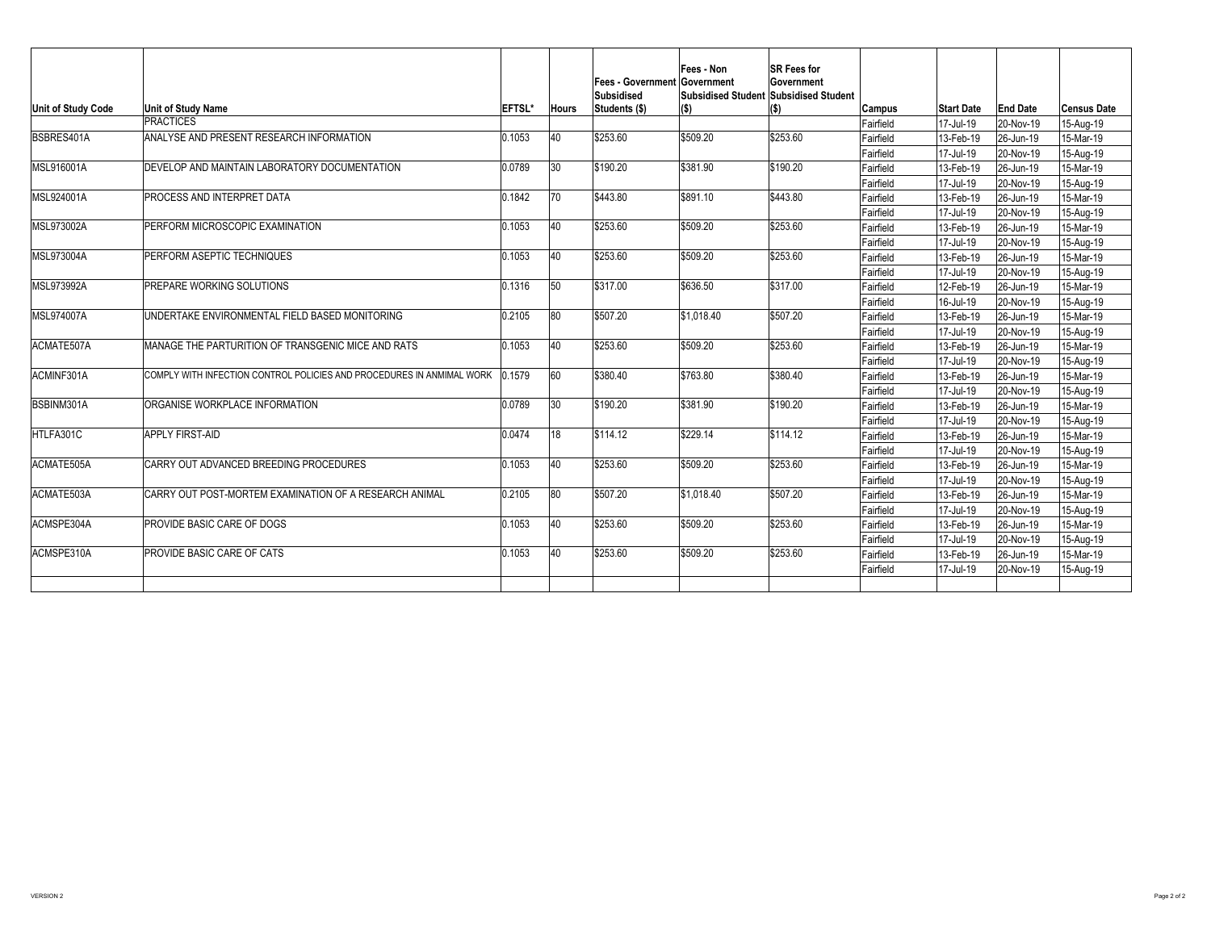| Unit of Study Code | Unit of Study Name | EFTSL* | Hours | Fees - Government Subsidised Students ($) | Fees - Non Government Subsidised Student ($) | SR Fees for Government Subsidised Student ($) | Campus | Start Date | End Date | Census Date |
|---|---|---|---|---|---|---|---|---|---|---|
| | PRACTICES | | | | | | Fairfield | 17-Jul-19 | 20-Nov-19 | 15-Aug-19 |
| BSBRES401A | ANALYSE AND PRESENT RESEARCH INFORMATION | 0.1053 | 40 | $253.60 | $509.20 | $253.60 | Fairfield | 13-Feb-19 | 26-Jun-19 | 15-Mar-19 |
| | | | | | | | Fairfield | 17-Jul-19 | 20-Nov-19 | 15-Aug-19 |
| MSL916001A | DEVELOP AND MAINTAIN LABORATORY DOCUMENTATION | 0.0789 | 30 | $190.20 | $381.90 | $190.20 | Fairfield | 13-Feb-19 | 26-Jun-19 | 15-Mar-19 |
| | | | | | | | Fairfield | 17-Jul-19 | 20-Nov-19 | 15-Aug-19 |
| MSL924001A | PROCESS AND INTERPRET DATA | 0.1842 | 70 | $443.80 | $891.10 | $443.80 | Fairfield | 13-Feb-19 | 26-Jun-19 | 15-Mar-19 |
| | | | | | | | Fairfield | 17-Jul-19 | 20-Nov-19 | 15-Aug-19 |
| MSL973002A | PERFORM MICROSCOPIC EXAMINATION | 0.1053 | 40 | $253.60 | $509.20 | $253.60 | Fairfield | 13-Feb-19 | 26-Jun-19 | 15-Mar-19 |
| | | | | | | | Fairfield | 17-Jul-19 | 20-Nov-19 | 15-Aug-19 |
| MSL973004A | PERFORM ASEPTIC TECHNIQUES | 0.1053 | 40 | $253.60 | $509.20 | $253.60 | Fairfield | 13-Feb-19 | 26-Jun-19 | 15-Mar-19 |
| | | | | | | | Fairfield | 17-Jul-19 | 20-Nov-19 | 15-Aug-19 |
| MSL973992A | PREPARE WORKING SOLUTIONS | 0.1316 | 50 | $317.00 | $636.50 | $317.00 | Fairfield | 12-Feb-19 | 26-Jun-19 | 15-Mar-19 |
| | | | | | | | Fairfield | 16-Jul-19 | 20-Nov-19 | 15-Aug-19 |
| MSL974007A | UNDERTAKE ENVIRONMENTAL FIELD BASED MONITORING | 0.2105 | 80 | $507.20 | $1,018.40 | $507.20 | Fairfield | 13-Feb-19 | 26-Jun-19 | 15-Mar-19 |
| | | | | | | | Fairfield | 17-Jul-19 | 20-Nov-19 | 15-Aug-19 |
| ACMATE507A | MANAGE THE PARTURITION OF TRANSGENIC MICE AND RATS | 0.1053 | 40 | $253.60 | $509.20 | $253.60 | Fairfield | 13-Feb-19 | 26-Jun-19 | 15-Mar-19 |
| | | | | | | | Fairfield | 17-Jul-19 | 20-Nov-19 | 15-Aug-19 |
| ACMINF301A | COMPLY WITH INFECTION CONTROL POLICIES AND PROCEDURES IN ANMIMAL WORK | 0.1579 | 60 | $380.40 | $763.80 | $380.40 | Fairfield | 13-Feb-19 | 26-Jun-19 | 15-Mar-19 |
| | | | | | | | Fairfield | 17-Jul-19 | 20-Nov-19 | 15-Aug-19 |
| BSBINM301A | ORGANISE WORKPLACE INFORMATION | 0.0789 | 30 | $190.20 | $381.90 | $190.20 | Fairfield | 13-Feb-19 | 26-Jun-19 | 15-Mar-19 |
| | | | | | | | Fairfield | 17-Jul-19 | 20-Nov-19 | 15-Aug-19 |
| HTLFA301C | APPLY FIRST-AID | 0.0474 | 18 | $114.12 | $229.14 | $114.12 | Fairfield | 13-Feb-19 | 26-Jun-19 | 15-Mar-19 |
| | | | | | | | Fairfield | 17-Jul-19 | 20-Nov-19 | 15-Aug-19 |
| ACMATE505A | CARRY OUT ADVANCED BREEDING PROCEDURES | 0.1053 | 40 | $253.60 | $509.20 | $253.60 | Fairfield | 13-Feb-19 | 26-Jun-19 | 15-Mar-19 |
| | | | | | | | Fairfield | 17-Jul-19 | 20-Nov-19 | 15-Aug-19 |
| ACMATE503A | CARRY OUT POST-MORTEM EXAMINATION OF A RESEARCH ANIMAL | 0.2105 | 80 | $507.20 | $1,018.40 | $507.20 | Fairfield | 13-Feb-19 | 26-Jun-19 | 15-Mar-19 |
| | | | | | | | Fairfield | 17-Jul-19 | 20-Nov-19 | 15-Aug-19 |
| ACMSPE304A | PROVIDE BASIC CARE OF DOGS | 0.1053 | 40 | $253.60 | $509.20 | $253.60 | Fairfield | 13-Feb-19 | 26-Jun-19 | 15-Mar-19 |
| | | | | | | | Fairfield | 17-Jul-19 | 20-Nov-19 | 15-Aug-19 |
| ACMSPE310A | PROVIDE BASIC CARE OF CATS | 0.1053 | 40 | $253.60 | $509.20 | $253.60 | Fairfield | 13-Feb-19 | 26-Jun-19 | 15-Mar-19 |
| | | | | | | | Fairfield | 17-Jul-19 | 20-Nov-19 | 15-Aug-19 |

VERSION 2